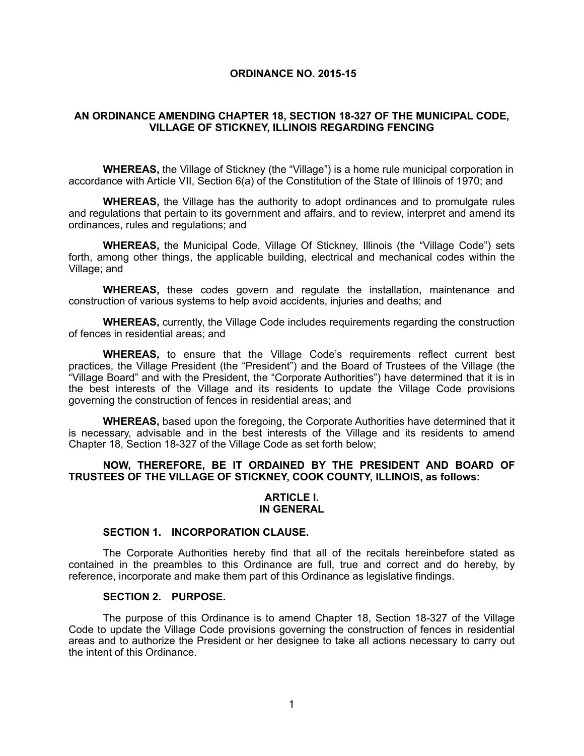# ORDINANCE NO. 2015-15

## AN ORDINANCE AMENDING CHAPTER 18, SECTION 18-327 OF THE MUNICIPAL CODE, VILLAGE OF STICKNEY, ILLINOIS REGARDING FENCING

**WHEREAS,** the Village of Stickney (the "Village") is a home rule municipal corporation in accordance with Article VII, Section 6(a) of the Constitution of the State of Illinois of 1970; and

**WHEREAS,** the Village has the authority to adopt ordinances and to promulgate rules and regulations that pertain to its government and affairs, and to review, interpret and amend its ordinances, rules and regulations; and

**WHEREAS,** the Municipal Code, Village Of Stickney, Illinois (the "Village Code") sets forth, among other things, the applicable building, electrical and mechanical codes within the Village; and

**WHEREAS,** these codes govern and regulate the installation, maintenance and construction of various systems to help avoid accidents, injuries and deaths; and

**WHEREAS,** currently, the Village Code includes requirements regarding the construction of fences in residential areas; and

**WHEREAS,** to ensure that the Village Code's requirements reflect current best practices, the Village President (the "President") and the Board of Trustees of the Village (the "Village Board" and with the President, the "Corporate Authorities") have determined that it is in the best interests of the Village and its residents to update the Village Code provisions governing the construction of fences in residential areas; and

**WHEREAS,** based upon the foregoing, the Corporate Authorities have determined that it is necessary, advisable and in the best interests of the Village and its residents to amend Chapter 18, Section 18-327 of the Village Code as set forth below;

**NOW, THEREFORE, BE IT ORDAINED BY THE PRESIDENT AND BOARD OF TRUSTEES OF THE VILLAGE OF STICKNEY, COOK COUNTY, ILLINOIS, as follows:**

## ARTICLE I.
## IN GENERAL

### SECTION 1. INCORPORATION CLAUSE.

The Corporate Authorities hereby find that all of the recitals hereinbefore stated as contained in the preambles to this Ordinance are full, true and correct and do hereby, by reference, incorporate and make them part of this Ordinance as legislative findings.

### SECTION 2. PURPOSE.

The purpose of this Ordinance is to amend Chapter 18, Section 18-327 of the Village Code to update the Village Code provisions governing the construction of fences in residential areas and to authorize the President or her designee to take all actions necessary to carry out the intent of this Ordinance.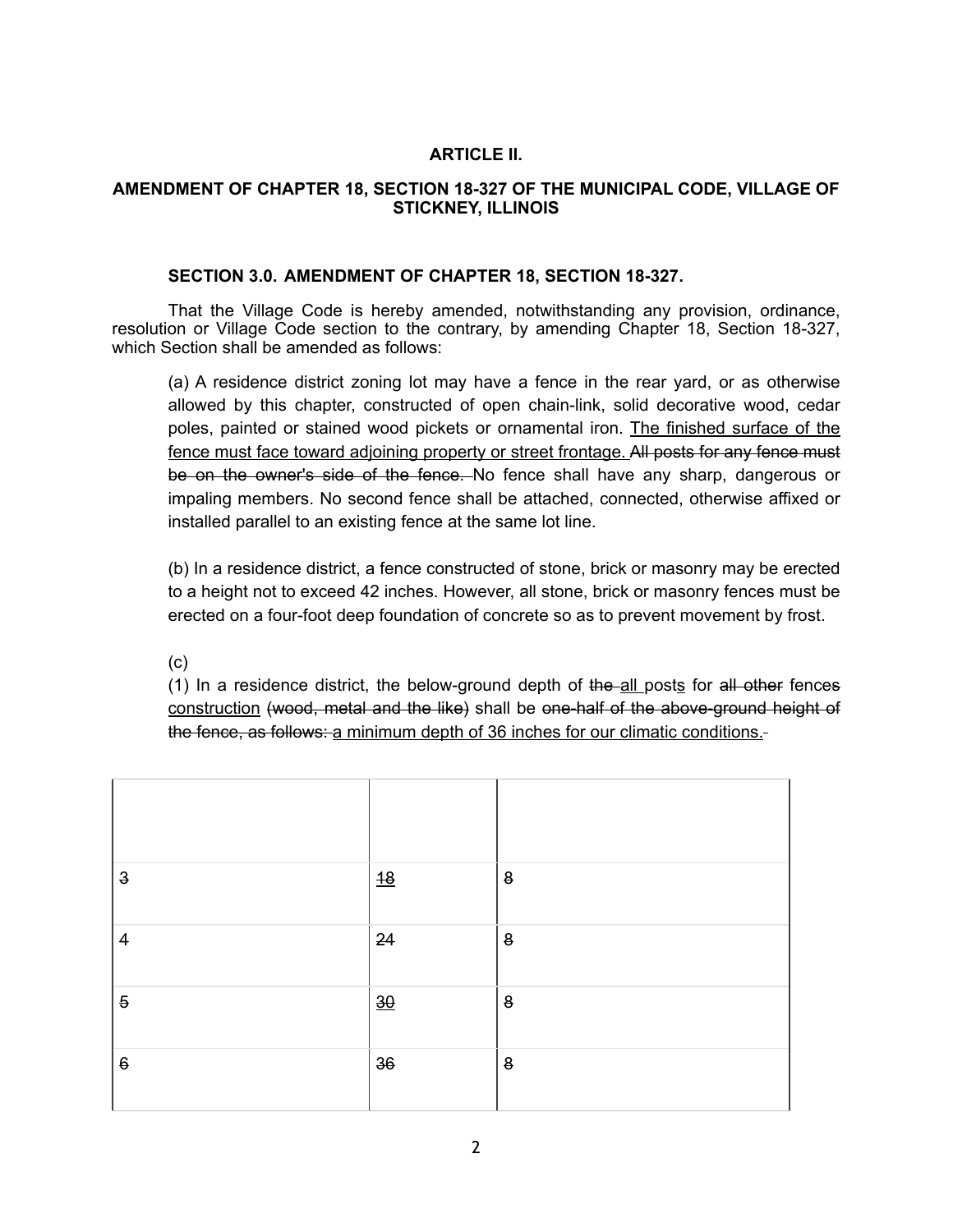**ARTICLE II.**

**AMENDMENT OF CHAPTER 18, SECTION 18-327 OF THE MUNICIPAL CODE, VILLAGE OF STICKNEY, ILLINOIS**

**SECTION 3.0. AMENDMENT OF CHAPTER 18, SECTION 18-327.**

That the Village Code is hereby amended, notwithstanding any provision, ordinance, resolution or Village Code section to the contrary, by amending Chapter 18, Section 18-327, which Section shall be amended as follows:

> (a) A residence district zoning lot may have a fence in the rear yard, or as otherwise allowed by this chapter, constructed of open chain-link, solid decorative wood, cedar poles, painted or stained wood pickets or ornamental iron. <u>The finished surface of the fence must face toward adjoining property or street frontage.</u> ~~All posts for any fence must be on the owner's side of the fence.~~ No fence shall have any sharp, dangerous or impaling members. No second fence shall be attached, connected, otherwise affixed or installed parallel to an existing fence at the same lot line.
>
> (b) In a residence district, a fence constructed of stone, brick or masonry may be erected to a height not to exceed 42 inches. However, all stone, brick or masonry fences must be erected on a four-foot deep foundation of concrete so as to prevent movement by frost.
>
> (c)
>
> (1) In a residence district, the below-ground depth of ~~the~~ <u>all</u> post<u>s</u> for ~~all other~~ fence~~s~~ <u>construction</u> ~~(wood, metal and the like)~~ shall be ~~one-half of the above-ground height of the fence, as follows:~~ <u>a minimum depth of 36 inches for our climatic conditions.</u>

| | | |
|---|---|---|
| ~~3~~ | ~~18~~ | ~~8~~ |
| ~~4~~ | ~~24~~ | ~~8~~ |
| ~~5~~ | ~~30~~ | ~~8~~ |
| ~~6~~ | ~~36~~ | ~~8~~ |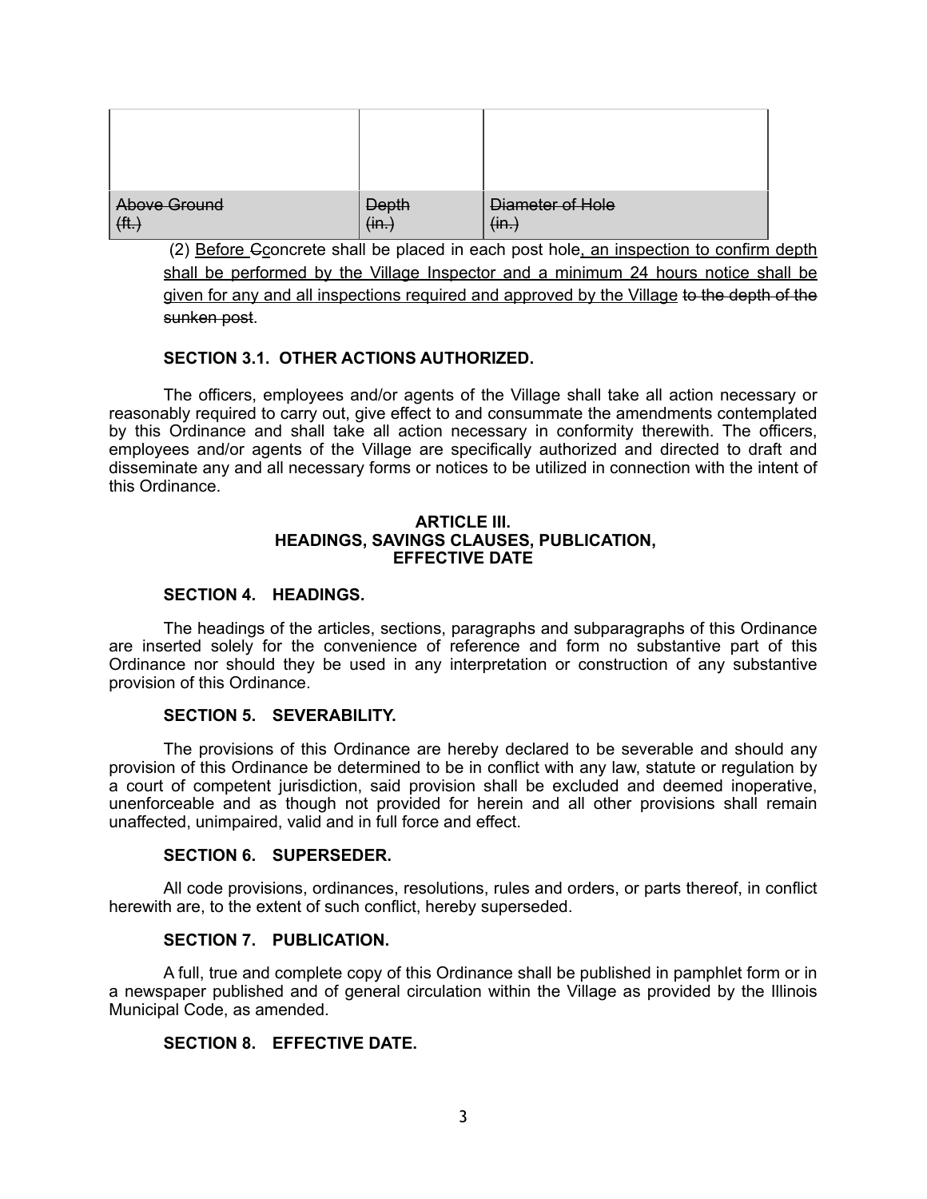| | | |
|---|---|---|
| ~~Above Ground (ft.)~~ | ~~Depth (in.)~~ | ~~Diameter of Hole (in.)~~ |

(2) <u>Before</u> ~~C~~<u>c</u>oncrete shall be placed in each post hole<u>, an inspection to confirm depth shall be performed by the Village Inspector and a minimum 24 hours notice shall be given for any and all inspections required and approved by the Village</u> ~~to the depth of the sunken post~~.

**SECTION 3.1. OTHER ACTIONS AUTHORIZED.**

The officers, employees and/or agents of the Village shall take all action necessary or reasonably required to carry out, give effect to and consummate the amendments contemplated by this Ordinance and shall take all action necessary in conformity therewith. The officers, employees and/or agents of the Village are specifically authorized and directed to draft and disseminate any and all necessary forms or notices to be utilized in connection with the intent of this Ordinance.

**ARTICLE III.**
**HEADINGS, SAVINGS CLAUSES, PUBLICATION, EFFECTIVE DATE**

**SECTION 4. HEADINGS.**

The headings of the articles, sections, paragraphs and subparagraphs of this Ordinance are inserted solely for the convenience of reference and form no substantive part of this Ordinance nor should they be used in any interpretation or construction of any substantive provision of this Ordinance.

**SECTION 5. SEVERABILITY.**

The provisions of this Ordinance are hereby declared to be severable and should any provision of this Ordinance be determined to be in conflict with any law, statute or regulation by a court of competent jurisdiction, said provision shall be excluded and deemed inoperative, unenforceable and as though not provided for herein and all other provisions shall remain unaffected, unimpaired, valid and in full force and effect.

**SECTION 6. SUPERSEDER.**

All code provisions, ordinances, resolutions, rules and orders, or parts thereof, in conflict herewith are, to the extent of such conflict, hereby superseded.

**SECTION 7. PUBLICATION.**

A full, true and complete copy of this Ordinance shall be published in pamphlet form or in a newspaper published and of general circulation within the Village as provided by the Illinois Municipal Code, as amended.

**SECTION 8. EFFECTIVE DATE.**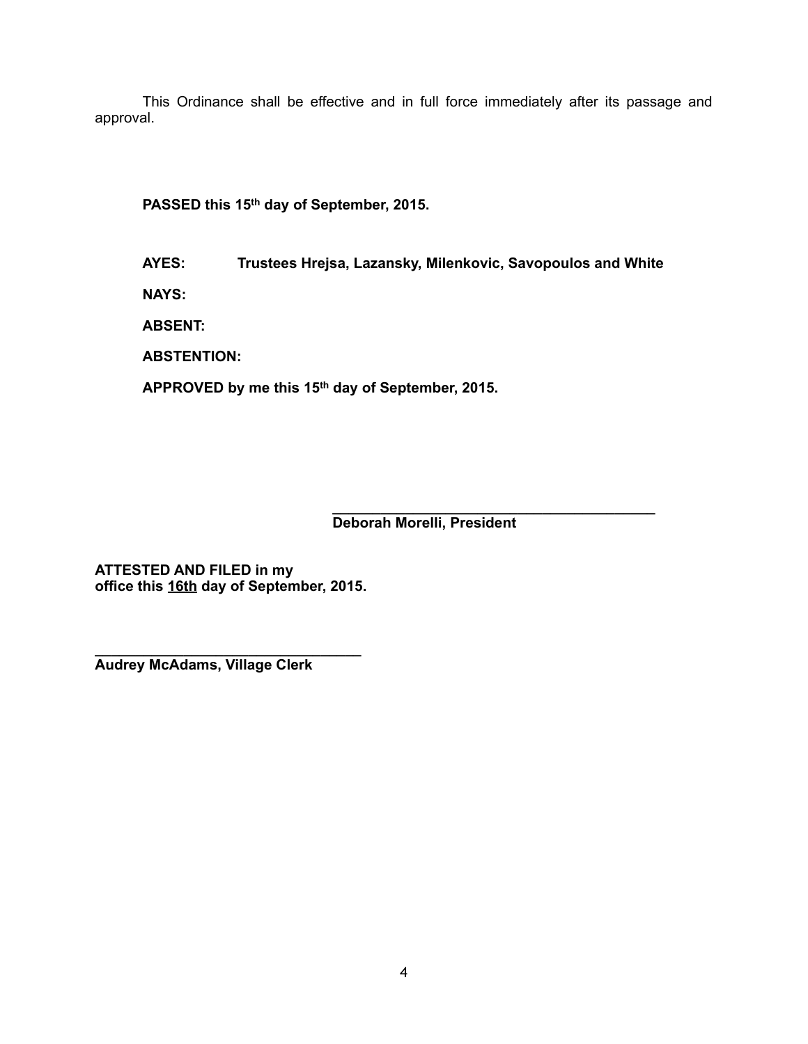This Ordinance shall be effective and in full force immediately after its passage and approval.

**PASSED this 15th day of September, 2015.**

**AYES: Trustees Hrejsa, Lazansky, Milenkovic, Savopoulos and White**

**NAYS:**

**ABSENT:**

**ABSTENTION:**

**APPROVED by me this 15th day of September, 2015.**

\_\_\_\_\_\_\_\_\_\_\_\_\_\_\_\_\_\_\_\_\_\_\_\_\_\_\_\_\_\_\_\_\_\_\_\_\_\_\_\_
**Deborah Morelli, President**

**ATTESTED AND FILED in my office this 16th day of September, 2015.**

\_\_\_\_\_\_\_\_\_\_\_\_\_\_\_\_\_\_\_\_\_\_\_\_\_\_\_\_\_\_\_\_\_\_
**Audrey McAdams, Village Clerk**